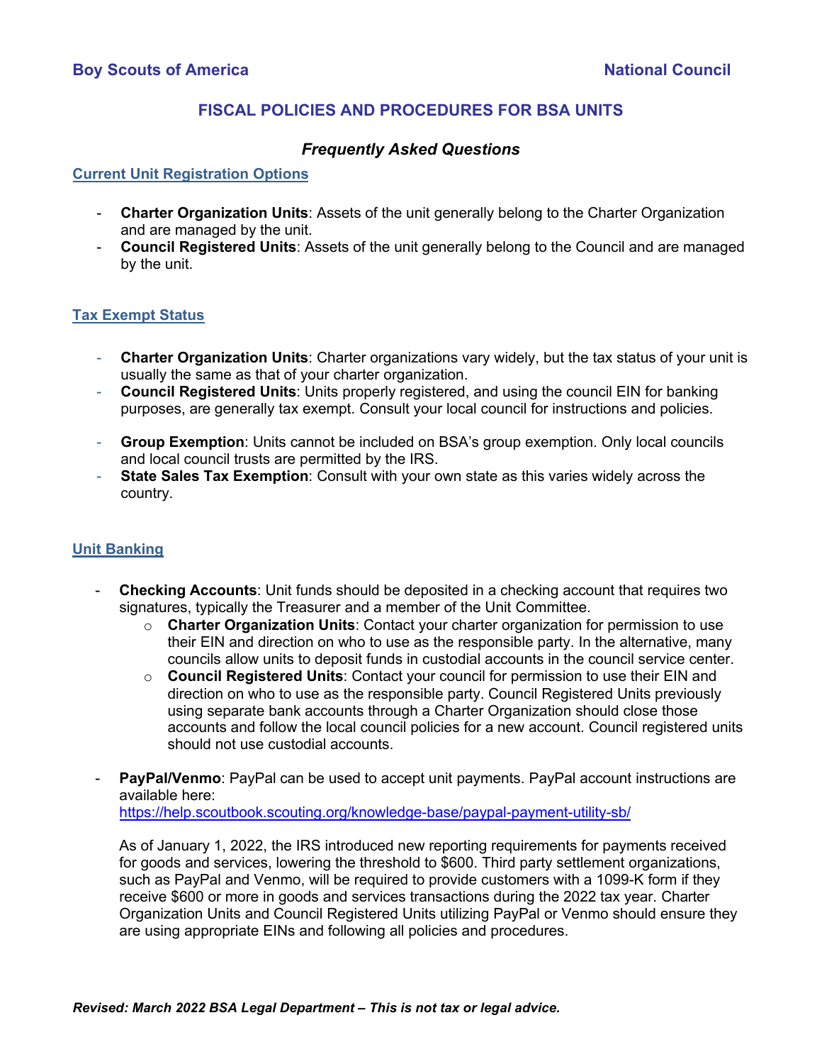**Boy Scouts of America** **National Council**

# FISCAL POLICIES AND PROCEDURES FOR BSA UNITS

## *Frequently Asked Questions*

### Current Unit Registration Options

- **Charter Organization Units**: Assets of the unit generally belong to the Charter Organization and are managed by the unit.
- **Council Registered Units**: Assets of the unit generally belong to the Council and are managed by the unit.

### Tax Exempt Status

- **Charter Organization Units**: Charter organizations vary widely, but the tax status of your unit is usually the same as that of your charter organization.
- **Council Registered Units**: Units properly registered, and using the council EIN for banking purposes, are generally tax exempt. Consult your local council for instructions and policies.

- **Group Exemption**: Units cannot be included on BSA's group exemption. Only local councils and local council trusts are permitted by the IRS.
- **State Sales Tax Exemption**: Consult with your own state as this varies widely across the country.

### Unit Banking

- **Checking Accounts**: Unit funds should be deposited in a checking account that requires two signatures, typically the Treasurer and a member of the Unit Committee.
  - **Charter Organization Units**: Contact your charter organization for permission to use their EIN and direction on who to use as the responsible party. In the alternative, many councils allow units to deposit funds in custodial accounts in the council service center.
  - **Council Registered Units**: Contact your council for permission to use their EIN and direction on who to use as the responsible party. Council Registered Units previously using separate bank accounts through a Charter Organization should close those accounts and follow the local council policies for a new account. Council registered units should not use custodial accounts.

- **PayPal/Venmo**: PayPal can be used to accept unit payments. PayPal account instructions are available here: https://help.scoutbook.scouting.org/knowledge-base/paypal-payment-utility-sb/

  As of January 1, 2022, the IRS introduced new reporting requirements for payments received for goods and services, lowering the threshold to $600. Third party settlement organizations, such as PayPal and Venmo, will be required to provide customers with a 1099-K form if they receive $600 or more in goods and services transactions during the 2022 tax year. Charter Organization Units and Council Registered Units utilizing PayPal or Venmo should ensure they are using appropriate EINs and following all policies and procedures.

***Revised: March 2022 BSA Legal Department – This is not tax or legal advice.***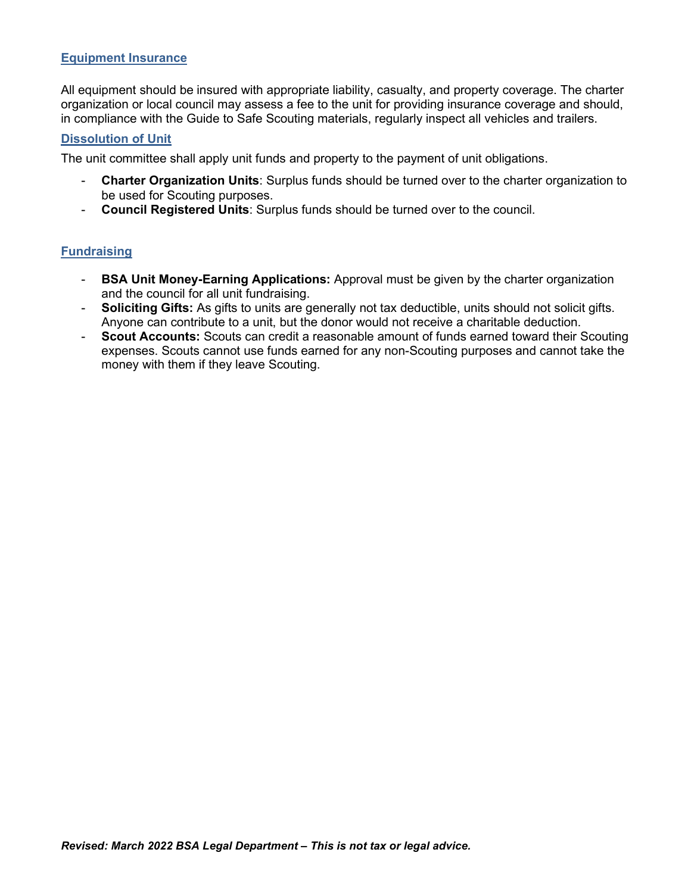## Equipment Insurance

All equipment should be insured with appropriate liability, casualty, and property coverage. The charter organization or local council may assess a fee to the unit for providing insurance coverage and should, in compliance with the Guide to Safe Scouting materials, regularly inspect all vehicles and trailers.

## Dissolution of Unit

The unit committee shall apply unit funds and property to the payment of unit obligations.

- **Charter Organization Units**: Surplus funds should be turned over to the charter organization to be used for Scouting purposes.
- **Council Registered Units**: Surplus funds should be turned over to the council.

## Fundraising

- **BSA Unit Money-Earning Applications:** Approval must be given by the charter organization and the council for all unit fundraising.
- **Soliciting Gifts:** As gifts to units are generally not tax deductible, units should not solicit gifts. Anyone can contribute to a unit, but the donor would not receive a charitable deduction.
- **Scout Accounts:** Scouts can credit a reasonable amount of funds earned toward their Scouting expenses. Scouts cannot use funds earned for any non-Scouting purposes and cannot take the money with them if they leave Scouting.

***Revised: March 2022 BSA Legal Department – This is not tax or legal advice.***